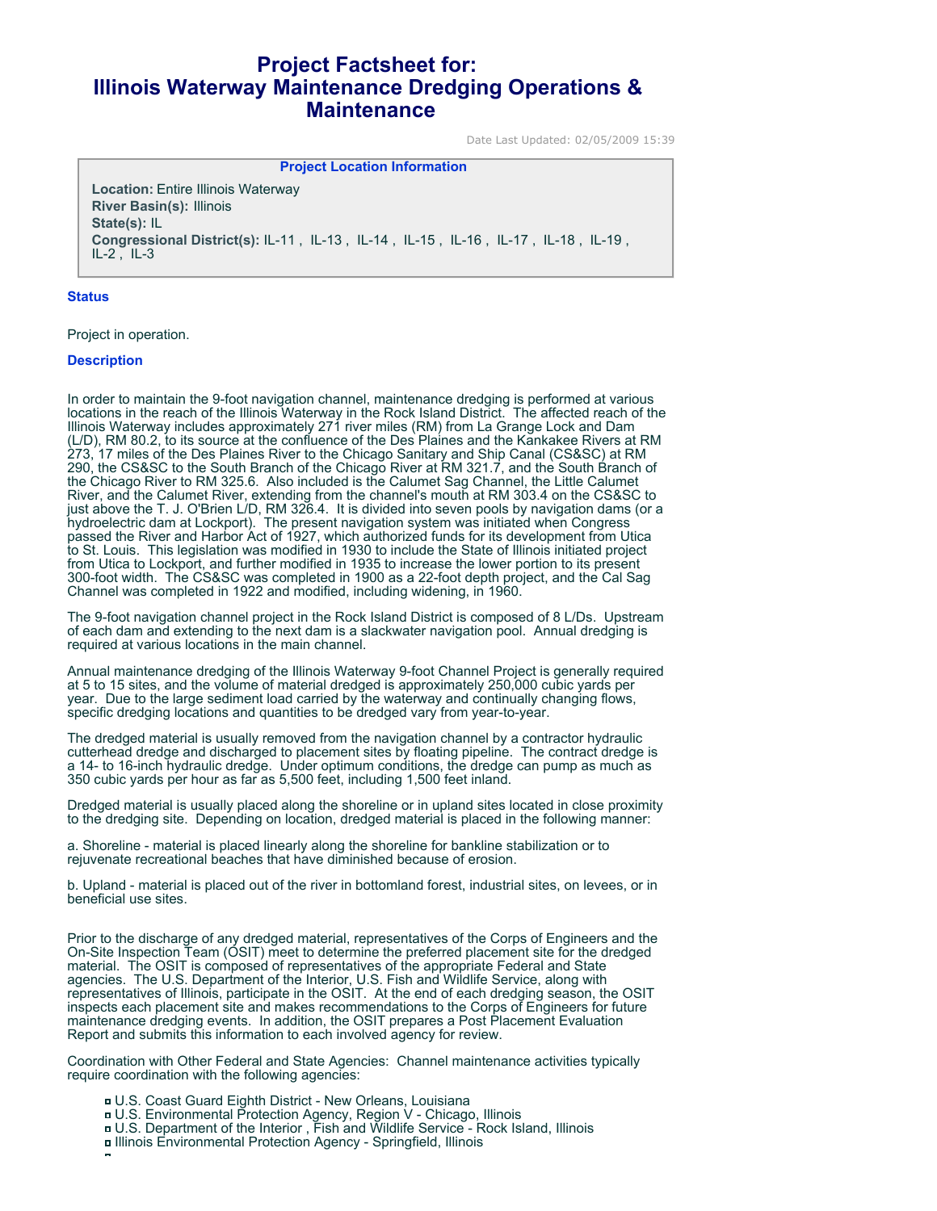# Project Factsheet for: Illinois Waterway Maintenance Dredging Operations & Maintenance

Date Last Updated: 02/05/2009 15:39

**Project Location Information**

**Location:** Entire Illinois Waterway
**River Basin(s):** Illinois
**State(s):** IL
**Congressional District(s):** IL-11 , IL-13 , IL-14 , IL-15 , IL-16 , IL-17 , IL-18 , IL-19 , IL-2 , IL-3

### Status

Project in operation.

### Description

In order to maintain the 9-foot navigation channel, maintenance dredging is performed at various locations in the reach of the Illinois Waterway in the Rock Island District. The affected reach of the Illinois Waterway includes approximately 271 river miles (RM) from La Grange Lock and Dam (L/D), RM 80.2, to its source at the confluence of the Des Plaines and the Kankakee Rivers at RM 273, 17 miles of the Des Plaines River to the Chicago Sanitary and Ship Canal (CS&SC) at RM 290, the CS&SC to the South Branch of the Chicago River at RM 321.7, and the South Branch of the Chicago River to RM 325.6. Also included is the Calumet Sag Channel, the Little Calumet River, and the Calumet River, extending from the channel's mouth at RM 303.4 on the CS&SC to just above the T. J. O'Brien L/D, RM 326.4. It is divided into seven pools by navigation dams (or a hydroelectric dam at Lockport). The present navigation system was initiated when Congress passed the River and Harbor Act of 1927, which authorized funds for its development from Utica to St. Louis. This legislation was modified in 1930 to include the State of Illinois initiated project from Utica to Lockport, and further modified in 1935 to increase the lower portion to its present 300-foot width. The CS&SC was completed in 1900 as a 22-foot depth project, and the Cal Sag Channel was completed in 1922 and modified, including widening, in 1960.

The 9-foot navigation channel project in the Rock Island District is composed of 8 L/Ds. Upstream of each dam and extending to the next dam is a slackwater navigation pool. Annual dredging is required at various locations in the main channel.

Annual maintenance dredging of the Illinois Waterway 9-foot Channel Project is generally required at 5 to 15 sites, and the volume of material dredged is approximately 250,000 cubic yards per year. Due to the large sediment load carried by the waterway and continually changing flows, specific dredging locations and quantities to be dredged vary from year-to-year.

The dredged material is usually removed from the navigation channel by a contractor hydraulic cutterhead dredge and discharged to placement sites by floating pipeline. The contract dredge is a 14- to 16-inch hydraulic dredge. Under optimum conditions, the dredge can pump as much as 350 cubic yards per hour as far as 5,500 feet, including 1,500 feet inland.

Dredged material is usually placed along the shoreline or in upland sites located in close proximity to the dredging site. Depending on location, dredged material is placed in the following manner:

a. Shoreline - material is placed linearly along the shoreline for bankline stabilization or to rejuvenate recreational beaches that have diminished because of erosion.

b. Upland - material is placed out of the river in bottomland forest, industrial sites, on levees, or in beneficial use sites.

Prior to the discharge of any dredged material, representatives of the Corps of Engineers and the On-Site Inspection Team (OSIT) meet to determine the preferred placement site for the dredged material. The OSIT is composed of representatives of the appropriate Federal and State agencies. The U.S. Department of the Interior, U.S. Fish and Wildlife Service, along with representatives of Illinois, participate in the OSIT. At the end of each dredging season, the OSIT inspects each placement site and makes recommendations to the Corps of Engineers for future maintenance dredging events. In addition, the OSIT prepares a Post Placement Evaluation Report and submits this information to each involved agency for review.

Coordination with Other Federal and State Agencies: Channel maintenance activities typically require coordination with the following agencies:

- U.S. Coast Guard Eighth District - New Orleans, Louisiana
- U.S. Environmental Protection Agency, Region V - Chicago, Illinois
- U.S. Department of the Interior , Fish and Wildlife Service - Rock Island, Illinois
- Illinois Environmental Protection Agency - Springfield, Illinois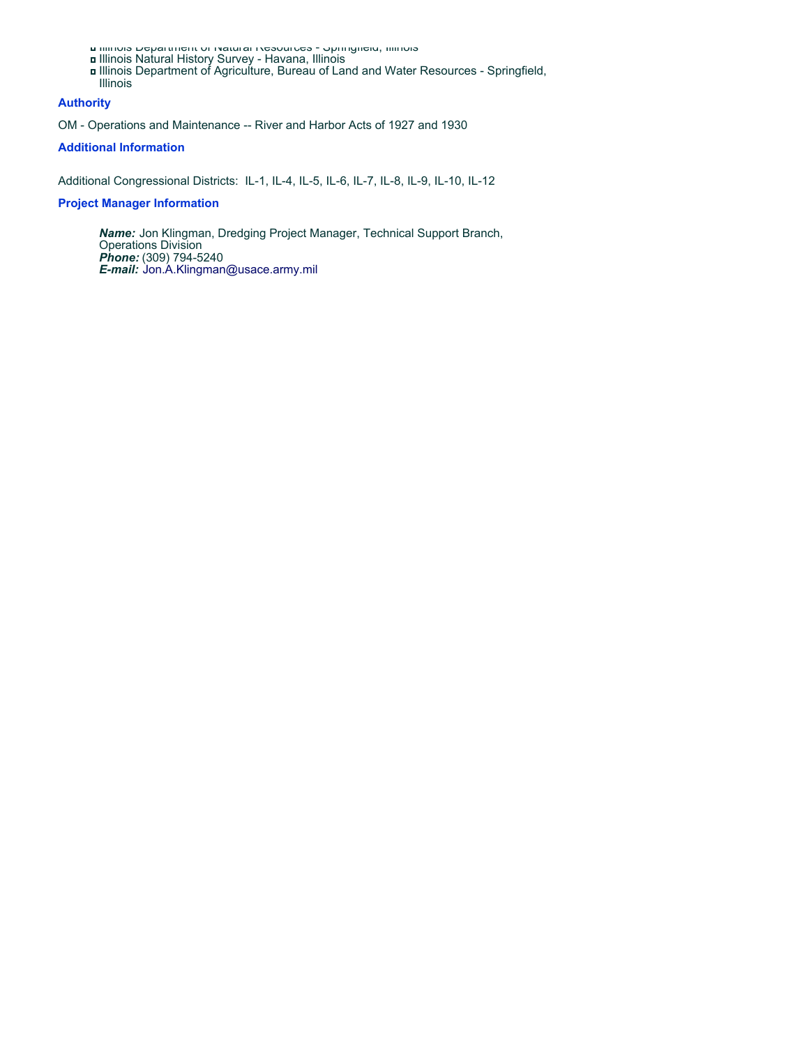- Illinois Department of Natural Resources - Springfield, Illinois
- Illinois Natural History Survey - Havana, Illinois
- Illinois Department of Agriculture, Bureau of Land and Water Resources - Springfield, Illinois

### Authority

OM - Operations and Maintenance -- River and Harbor Acts of 1927 and 1930

### Additional Information

Additional Congressional Districts:  IL-1, IL-4, IL-5, IL-6, IL-7, IL-8, IL-9, IL-10, IL-12

### Project Manager Information

***Name:*** Jon Klingman, Dredging Project Manager, Technical Support Branch, Operations Division
***Phone:*** (309) 794-5240
***E-mail:*** Jon.A.Klingman@usace.army.mil